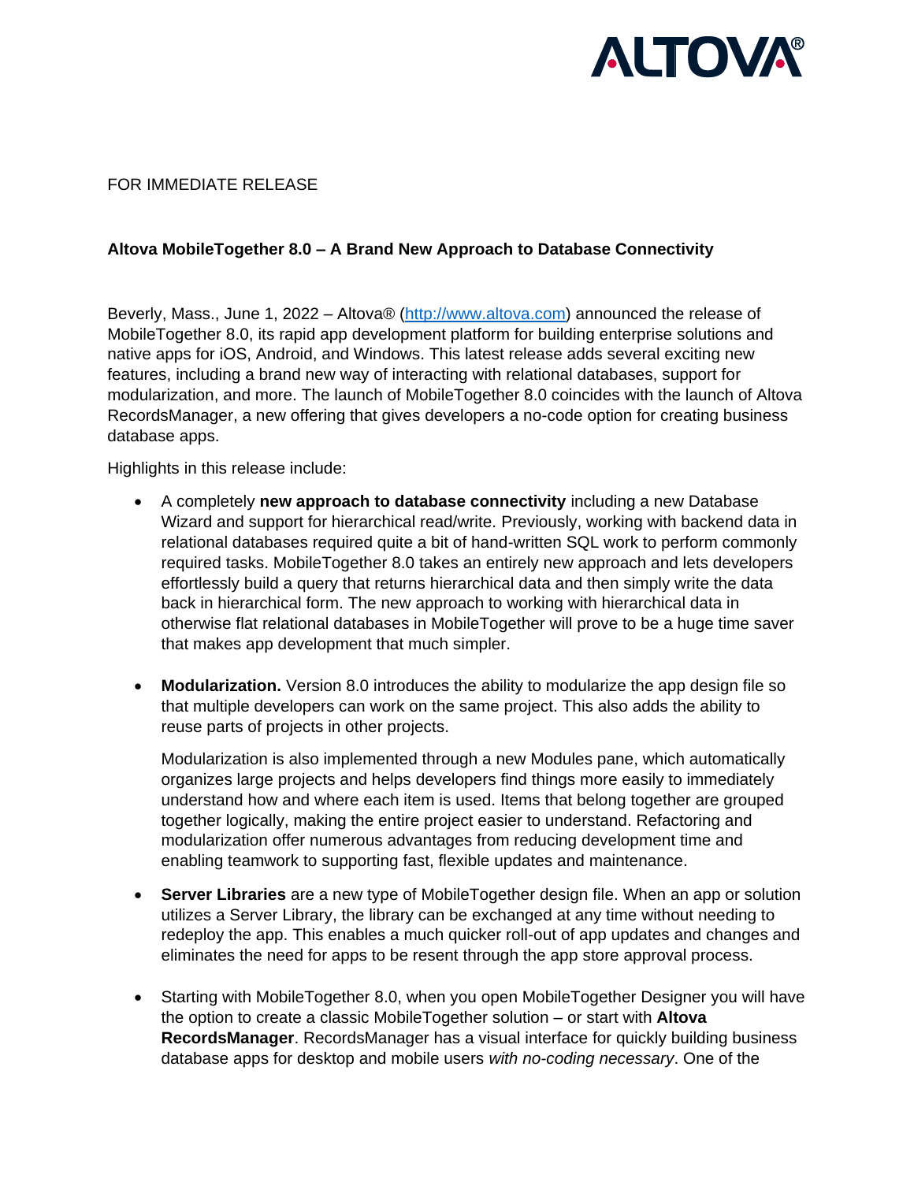FOR IMMEDIATE RELEASE

**Altova MobileTogether 8.0 – A Brand New Approach to Database Connectivity**

Beverly, Mass., June 1, 2022 – Altova® (http://www.altova.com) announced the release of MobileTogether 8.0, its rapid app development platform for building enterprise solutions and native apps for iOS, Android, and Windows. This latest release adds several exciting new features, including a brand new way of interacting with relational databases, support for modularization, and more. The launch of MobileTogether 8.0 coincides with the launch of Altova RecordsManager, a new offering that gives developers a no-code option for creating business database apps.

Highlights in this release include:

- A completely **new approach to database connectivity** including a new Database Wizard and support for hierarchical read/write. Previously, working with backend data in relational databases required quite a bit of hand-written SQL work to perform commonly required tasks. MobileTogether 8.0 takes an entirely new approach and lets developers effortlessly build a query that returns hierarchical data and then simply write the data back in hierarchical form. The new approach to working with hierarchical data in otherwise flat relational databases in MobileTogether will prove to be a huge time saver that makes app development that much simpler.

- **Modularization.** Version 8.0 introduces the ability to modularize the app design file so that multiple developers can work on the same project. This also adds the ability to reuse parts of projects in other projects.

  Modularization is also implemented through a new Modules pane, which automatically organizes large projects and helps developers find things more easily to immediately understand how and where each item is used. Items that belong together are grouped together logically, making the entire project easier to understand. Refactoring and modularization offer numerous advantages from reducing development time and enabling teamwork to supporting fast, flexible updates and maintenance.

- **Server Libraries** are a new type of MobileTogether design file. When an app or solution utilizes a Server Library, the library can be exchanged at any time without needing to redeploy the app. This enables a much quicker roll-out of app updates and changes and eliminates the need for apps to be resent through the app store approval process.

- Starting with MobileTogether 8.0, when you open MobileTogether Designer you will have the option to create a classic MobileTogether solution – or start with **Altova RecordsManager**. RecordsManager has a visual interface for quickly building business database apps for desktop and mobile users *with no-coding necessary*. One of the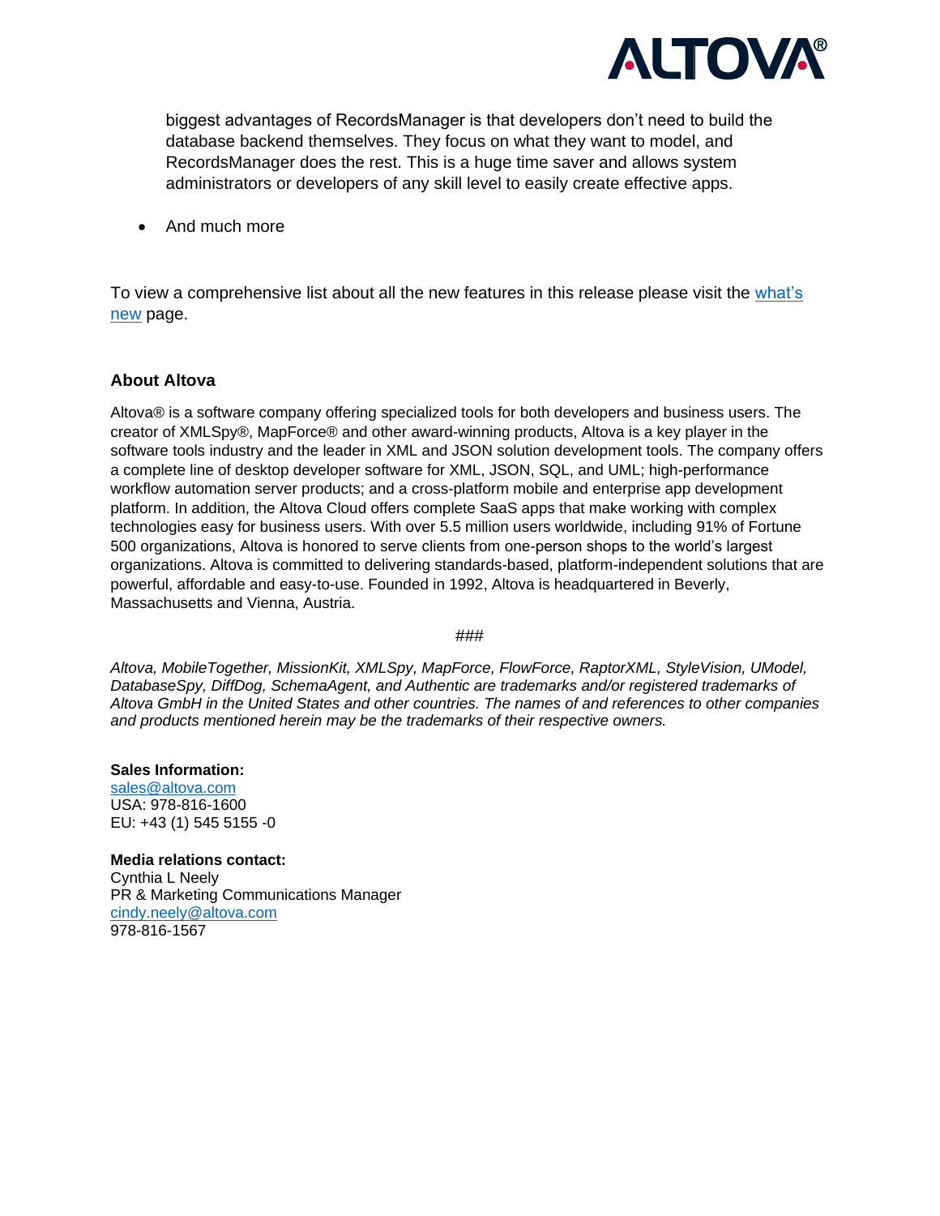biggest advantages of RecordsManager is that developers don't need to build the database backend themselves. They focus on what they want to model, and RecordsManager does the rest. This is a huge time saver and allows system administrators or developers of any skill level to easily create effective apps.

- And much more

To view a comprehensive list about all the new features in this release please visit the [what's new](#) page.

## About Altova

Altova® is a software company offering specialized tools for both developers and business users. The creator of XMLSpy®, MapForce® and other award-winning products, Altova is a key player in the software tools industry and the leader in XML and JSON solution development tools. The company offers a complete line of desktop developer software for XML, JSON, SQL, and UML; high-performance workflow automation server products; and a cross-platform mobile and enterprise app development platform. In addition, the Altova Cloud offers complete SaaS apps that make working with complex technologies easy for business users. With over 5.5 million users worldwide, including 91% of Fortune 500 organizations, Altova is honored to serve clients from one-person shops to the world's largest organizations. Altova is committed to delivering standards-based, platform-independent solutions that are powerful, affordable and easy-to-use. Founded in 1992, Altova is headquartered in Beverly, Massachusetts and Vienna, Austria.

###

*Altova, MobileTogether, MissionKit, XMLSpy, MapForce, FlowForce, RaptorXML, StyleVision, UModel, DatabaseSpy, DiffDog, SchemaAgent, and Authentic are trademarks and/or registered trademarks of Altova GmbH in the United States and other countries. The names of and references to other companies and products mentioned herein may be the trademarks of their respective owners.*

**Sales Information:**
sales@altova.com
USA: 978-816-1600
EU: +43 (1) 545 5155 -0

**Media relations contact:**
Cynthia L Neely
PR & Marketing Communications Manager
cindy.neely@altova.com
978-816-1567